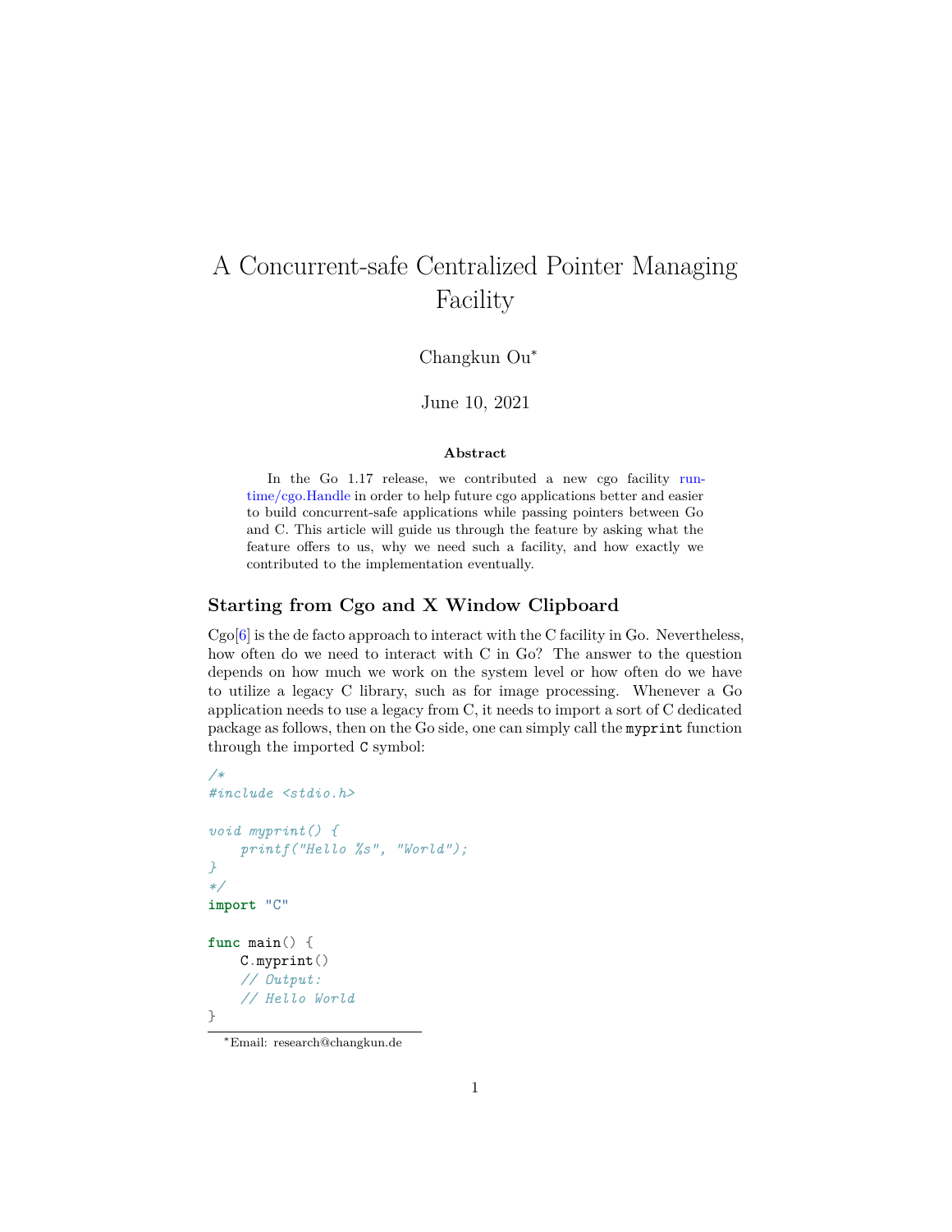# A Concurrent-safe Centralized Pointer Managing Facility

Changkun Ou*

June 10, 2021

**Abstract**

In the Go 1.17 release, we contributed a new cgo facility runtime/cgo.Handle in order to help future cgo applications better and easier to build concurrent-safe applications while passing pointers between Go and C. This article will guide us through the feature by asking what the feature offers to us, why we need such a facility, and how exactly we contributed to the implementation eventually.

## Starting from Cgo and X Window Clipboard

Cgo[6] is the de facto approach to interact with the C facility in Go. Nevertheless, how often do we need to interact with C in Go? The answer to the question depends on how much we work on the system level or how often do we have to utilize a legacy C library, such as for image processing. Whenever a Go application needs to use a legacy from C, it needs to import a sort of C dedicated package as follows, then on the Go side, one can simply call the `myprint` function through the imported `C` symbol:

```go
/*
#include <stdio.h>

void myprint() {
    printf("Hello %s", "World");
}
*/
import "C"

func main() {
    C.myprint()
    // Output:
    // Hello World
}
```

*Email: research@changkun.de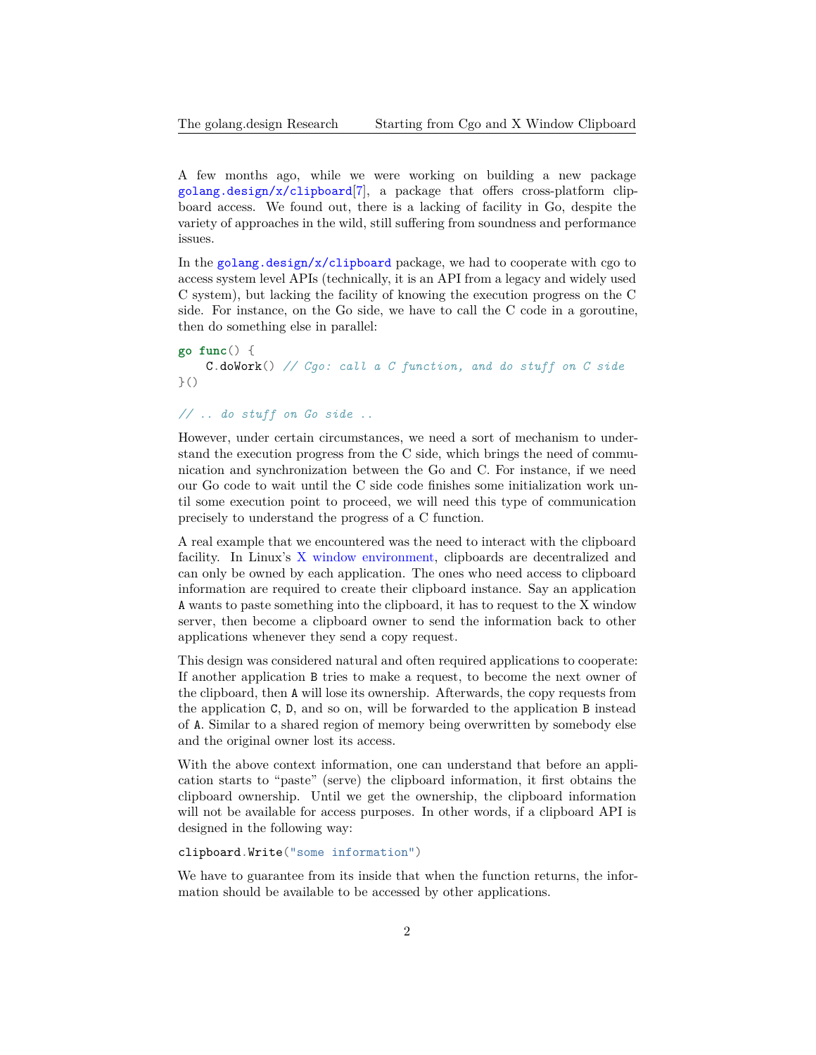A few months ago, while we were working on building a new package `golang.design/x/clipboard`[7], a package that offers cross-platform clipboard access. We found out, there is a lacking of facility in Go, despite the variety of approaches in the wild, still suffering from soundness and performance issues.

In the `golang.design/x/clipboard` package, we had to cooperate with cgo to access system level APIs (technically, it is an API from a legacy and widely used C system), but lacking the facility of knowing the execution progress on the C side. For instance, on the Go side, we have to call the C code in a goroutine, then do something else in parallel:

```go
go func() {
    C.doWork() // Cgo: call a C function, and do stuff on C side
}()

// .. do stuff on Go side ..
```

However, under certain circumstances, we need a sort of mechanism to understand the execution progress from the C side, which brings the need of communication and synchronization between the Go and C. For instance, if we need our Go code to wait until the C side code finishes some initialization work until some execution point to proceed, we will need this type of communication precisely to understand the progress of a C function.

A real example that we encountered was the need to interact with the clipboard facility. In Linux's X window environment, clipboards are decentralized and can only be owned by each application. The ones who need access to clipboard information are required to create their clipboard instance. Say an application `A` wants to paste something into the clipboard, it has to request to the X window server, then become a clipboard owner to send the information back to other applications whenever they send a copy request.

This design was considered natural and often required applications to cooperate: If another application `B` tries to make a request, to become the next owner of the clipboard, then `A` will lose its ownership. Afterwards, the copy requests from the application `C`, `D`, and so on, will be forwarded to the application `B` instead of `A`. Similar to a shared region of memory being overwritten by somebody else and the original owner lost its access.

With the above context information, one can understand that before an application starts to "paste" (serve) the clipboard information, it first obtains the clipboard ownership. Until we get the ownership, the clipboard information will not be available for access purposes. In other words, if a clipboard API is designed in the following way:

```go
clipboard.Write("some information")
```

We have to guarantee from its inside that when the function returns, the information should be available to be accessed by other applications.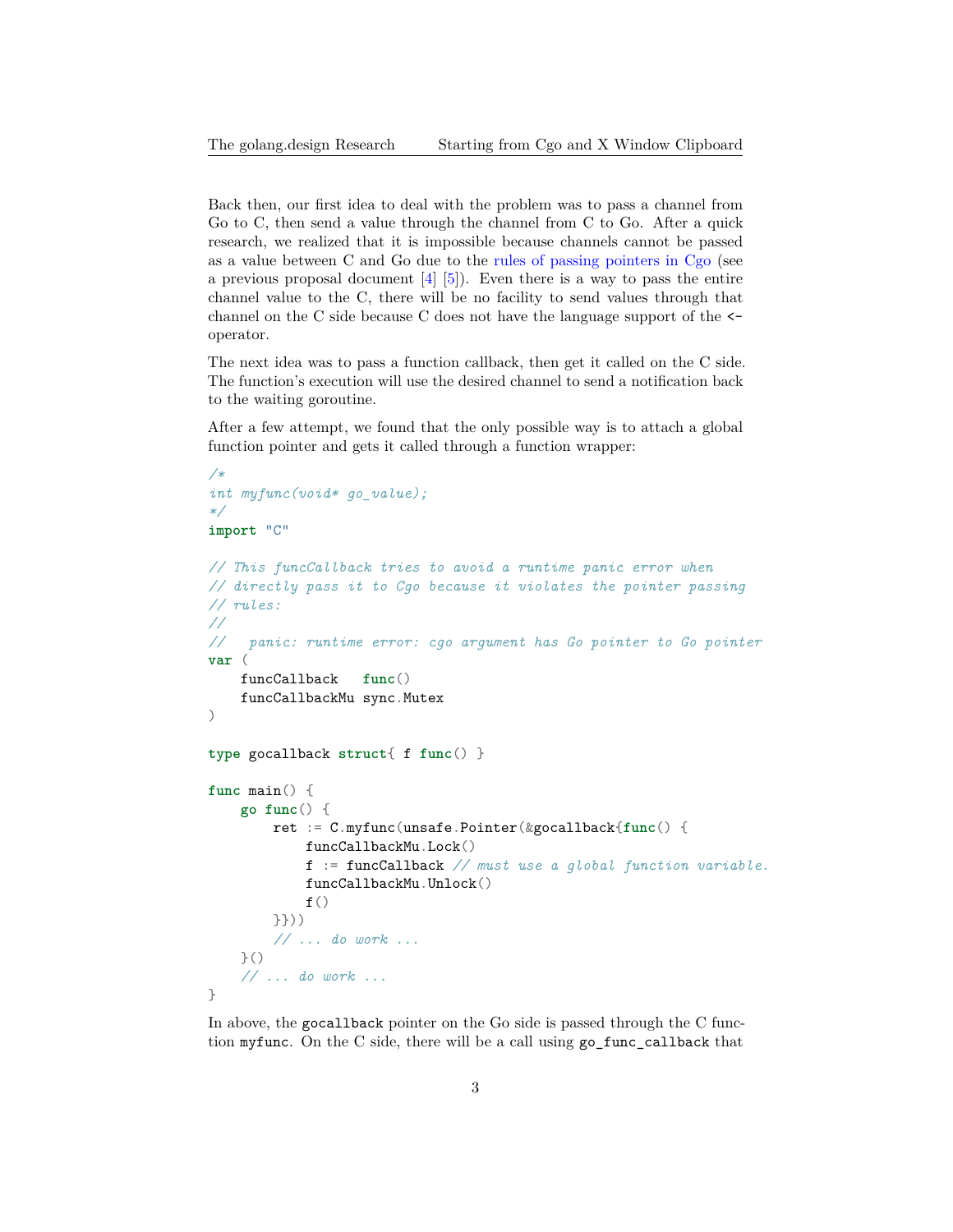Back then, our first idea to deal with the problem was to pass a channel from Go to C, then send a value through the channel from C to Go. After a quick research, we realized that it is impossible because channels cannot be passed as a value between C and Go due to the rules of passing pointers in Cgo (see a previous proposal document [4] [5]). Even there is a way to pass the entire channel value to the C, there will be no facility to send values through that channel on the C side because C does not have the language support of the `<-` operator.

The next idea was to pass a function callback, then get it called on the C side. The function's execution will use the desired channel to send a notification back to the waiting goroutine.

After a few attempt, we found that the only possible way is to attach a global function pointer and gets it called through a function wrapper:

```go
/*
int myfunc(void* go_value);
*/
import "C"

// This funcCallback tries to avoid a runtime panic error when
// directly pass it to Cgo because it violates the pointer passing
// rules:
//
//   panic: runtime error: cgo argument has Go pointer to Go pointer
var (
    funcCallback   func()
    funcCallbackMu sync.Mutex
)

type gocallback struct{ f func() }

func main() {
    go func() {
        ret := C.myfunc(unsafe.Pointer(&gocallback{func() {
            funcCallbackMu.Lock()
            f := funcCallback // must use a global function variable.
            funcCallbackMu.Unlock()
            f()
        }}))
        // ... do work ...
    }()
    // ... do work ...
}
```

In above, the `gocallback` pointer on the Go side is passed through the C function `myfunc`. On the C side, there will be a call using `go_func_callback` that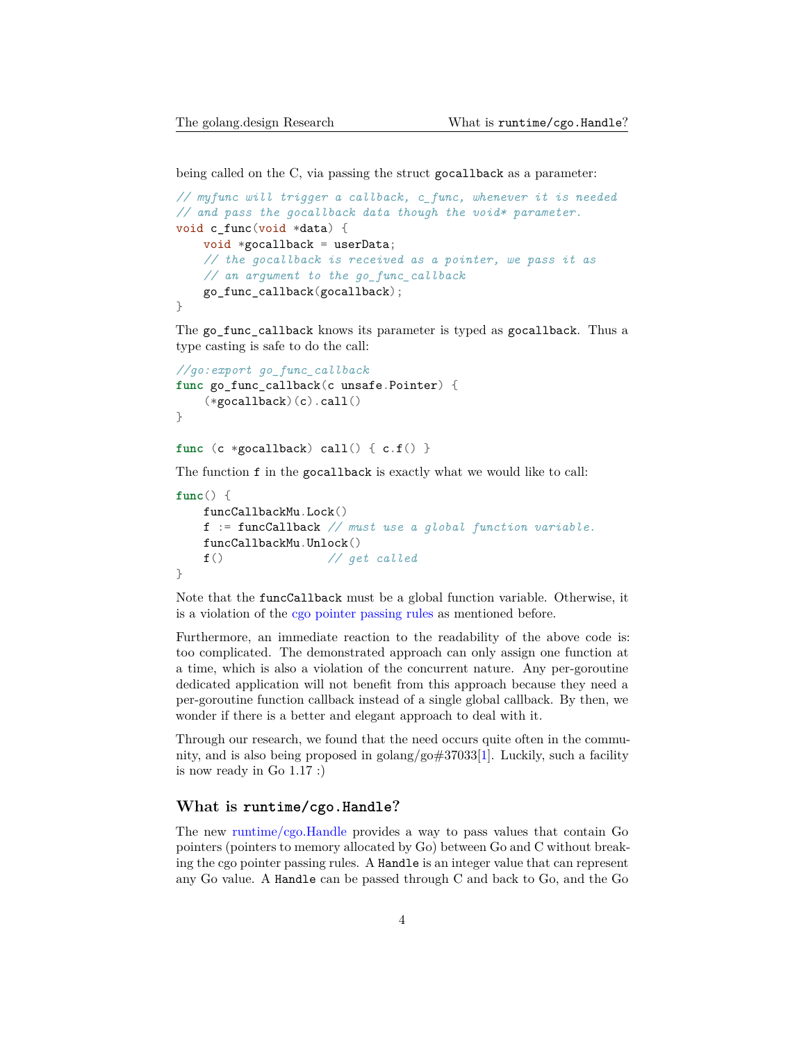being called on the C, via passing the struct `gocallback` as a parameter:

```
// myfunc will trigger a callback, c_func, whenever it is needed
// and pass the gocallback data though the void* parameter.
void c_func(void *data) {
    void *gocallback = userData;
    // the gocallback is received as a pointer, we pass it as
    // an argument to the go_func_callback
    go_func_callback(gocallback);
}
```

The `go_func_callback` knows its parameter is typed as `gocallback`. Thus a type casting is safe to do the call:

```
//go:export go_func_callback
func go_func_callback(c unsafe.Pointer) {
    (*gocallback)(c).call()
}

func (c *gocallback) call() { c.f() }
```

The function `f` in the `gocallback` is exactly what we would like to call:

```
func() {
    funcCallbackMu.Lock()
    f := funcCallback // must use a global function variable.
    funcCallbackMu.Unlock()
    f()               // get called
}
```

Note that the `funcCallback` must be a global function variable. Otherwise, it is a violation of the cgo pointer passing rules as mentioned before.

Furthermore, an immediate reaction to the readability of the above code is: too complicated. The demonstrated approach can only assign one function at a time, which is also a violation of the concurrent nature. Any per-goroutine dedicated application will not benefit from this approach because they need a per-goroutine function callback instead of a single global callback. By then, we wonder if there is a better and elegant approach to deal with it.

Through our research, we found that the need occurs quite often in the community, and is also being proposed in golang/go#37033[1]. Luckily, such a facility is now ready in Go 1.17 :)

## What is `runtime/cgo.Handle`?

The new runtime/cgo.Handle provides a way to pass values that contain Go pointers (pointers to memory allocated by Go) between Go and C without breaking the cgo pointer passing rules. A `Handle` is an integer value that can represent any Go value. A `Handle` can be passed through C and back to Go, and the Go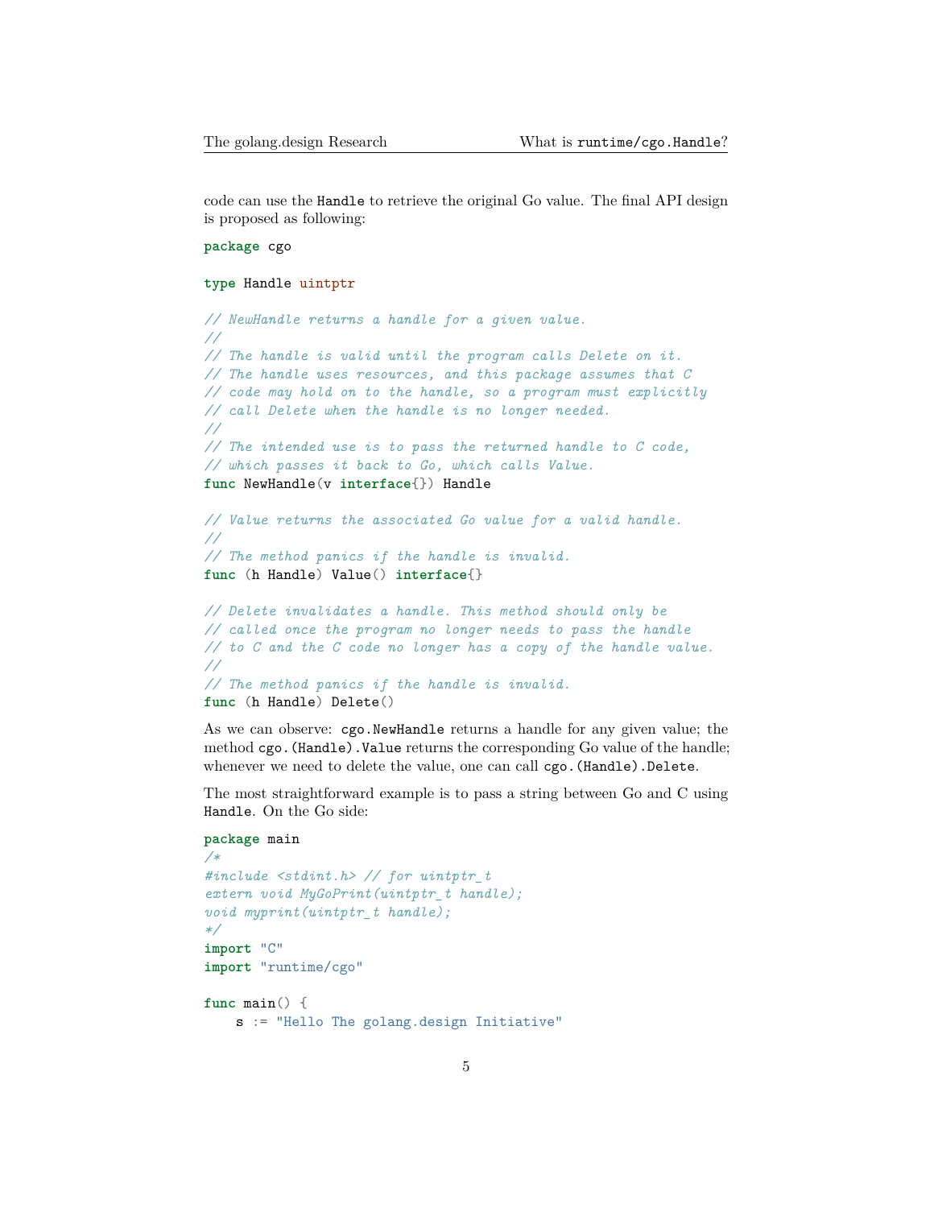code can use the `Handle` to retrieve the original Go value. The final API design is proposed as following:

```go
package cgo

type Handle uintptr

// NewHandle returns a handle for a given value.
//
// The handle is valid until the program calls Delete on it.
// The handle uses resources, and this package assumes that C
// code may hold on to the handle, so a program must explicitly
// call Delete when the handle is no longer needed.
//
// The intended use is to pass the returned handle to C code,
// which passes it back to Go, which calls Value.
func NewHandle(v interface{}) Handle

// Value returns the associated Go value for a valid handle.
//
// The method panics if the handle is invalid.
func (h Handle) Value() interface{}

// Delete invalidates a handle. This method should only be
// called once the program no longer needs to pass the handle
// to C and the C code no longer has a copy of the handle value.
//
// The method panics if the handle is invalid.
func (h Handle) Delete()
```

As we can observe: `cgo.NewHandle` returns a handle for any given value; the method `cgo.(Handle).Value` returns the corresponding Go value of the handle; whenever we need to delete the value, one can call `cgo.(Handle).Delete`.

The most straightforward example is to pass a string between Go and C using `Handle`. On the Go side:

```go
package main
/*
#include <stdint.h> // for uintptr_t
extern void MyGoPrint(uintptr_t handle);
void myprint(uintptr_t handle);
*/
import "C"
import "runtime/cgo"

func main() {
    s := "Hello The golang.design Initiative"
```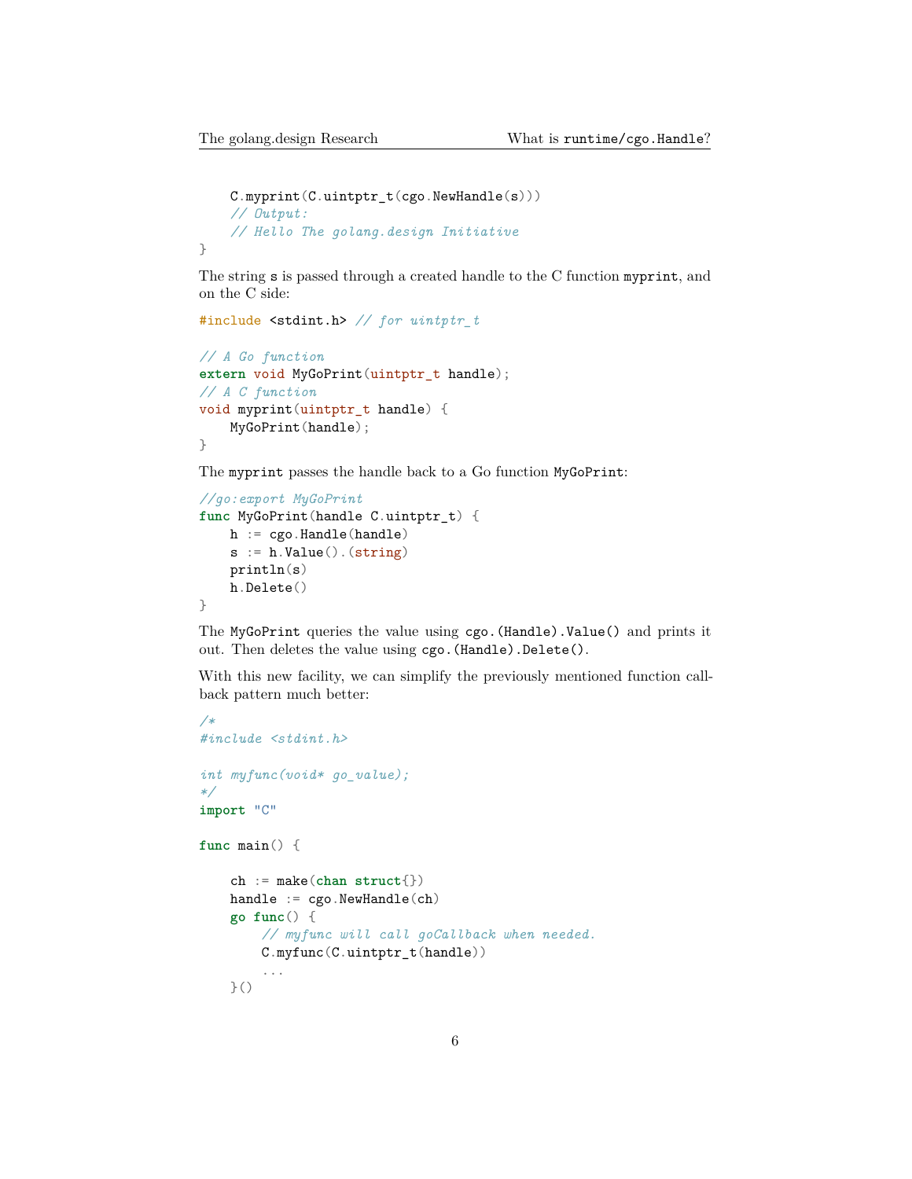```go
    C.myprint(C.uintptr_t(cgo.NewHandle(s)))
    // Output:
    // Hello The golang.design Initiative
}
```

The string `s` is passed through a created handle to the C function `myprint`, and on the C side:

```c
#include <stdint.h> // for uintptr_t

// A Go function
extern void MyGoPrint(uintptr_t handle);
// A C function
void myprint(uintptr_t handle) {
    MyGoPrint(handle);
}
```

The `myprint` passes the handle back to a Go function `MyGoPrint`:

```go
//go:export MyGoPrint
func MyGoPrint(handle C.uintptr_t) {
    h := cgo.Handle(handle)
    s := h.Value().(string)
    println(s)
    h.Delete()
}
```

The `MyGoPrint` queries the value using `cgo.(Handle).Value()` and prints it out. Then deletes the value using `cgo.(Handle).Delete()`.

With this new facility, we can simplify the previously mentioned function callback pattern much better:

```go
/*
#include <stdint.h>

int myfunc(void* go_value);
*/
import "C"

func main() {

    ch := make(chan struct{})
    handle := cgo.NewHandle(ch)
    go func() {
        // myfunc will call goCallback when needed.
        C.myfunc(C.uintptr_t(handle))
        ...
    }()
```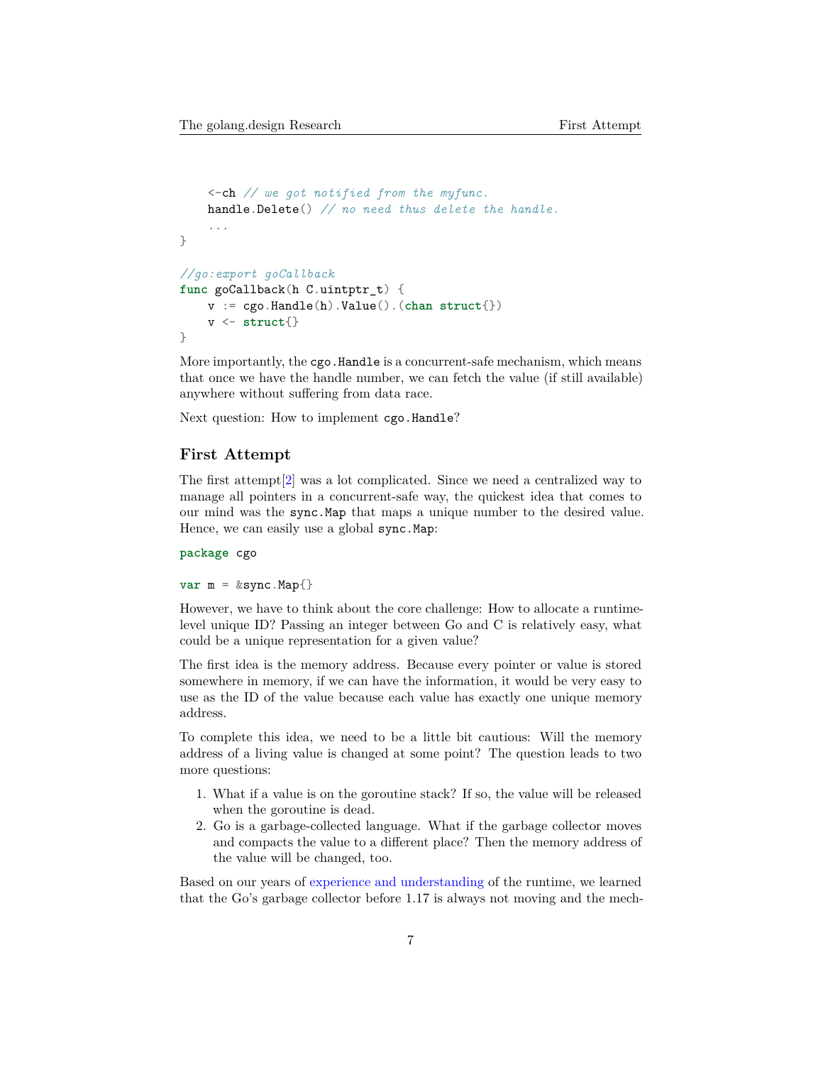```go
    <-ch // we got notified from the myfunc.
    handle.Delete() // no need thus delete the handle.
    ...
}

//go:export goCallback
func goCallback(h C.uintptr_t) {
    v := cgo.Handle(h).Value().(chan struct{})
    v <- struct{}
}
```

More importantly, the `cgo.Handle` is a concurrent-safe mechanism, which means that once we have the handle number, we can fetch the value (if still available) anywhere without suffering from data race.

Next question: How to implement `cgo.Handle`?

## First Attempt

The first attempt[2] was a lot complicated. Since we need a centralized way to manage all pointers in a concurrent-safe way, the quickest idea that comes to our mind was the `sync.Map` that maps a unique number to the desired value. Hence, we can easily use a global `sync.Map`:

```go
package cgo

var m = &sync.Map{}
```

However, we have to think about the core challenge: How to allocate a runtime-level unique ID? Passing an integer between Go and C is relatively easy, what could be a unique representation for a given value?

The first idea is the memory address. Because every pointer or value is stored somewhere in memory, if we can have the information, it would be very easy to use as the ID of the value because each value has exactly one unique memory address.

To complete this idea, we need to be a little bit cautious: Will the memory address of a living value is changed at some point? The question leads to two more questions:

1. What if a value is on the goroutine stack? If so, the value will be released when the goroutine is dead.
2. Go is a garbage-collected language. What if the garbage collector moves and compacts the value to a different place? Then the memory address of the value will be changed, too.

Based on our years of experience and understanding of the runtime, we learned that the Go's garbage collector before 1.17 is always not moving and the mech-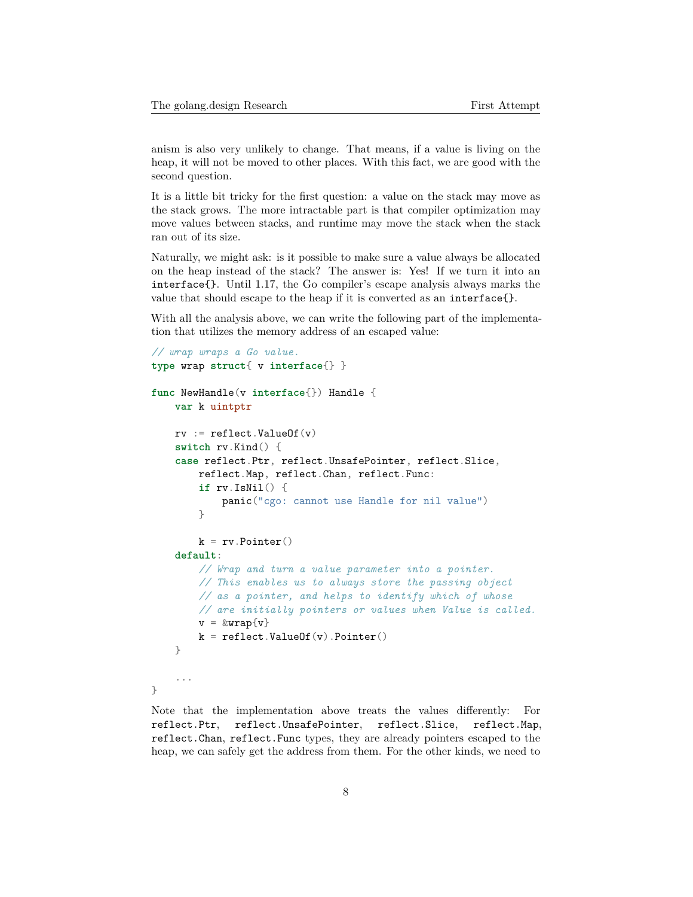anism is also very unlikely to change. That means, if a value is living on the heap, it will not be moved to other places. With this fact, we are good with the second question.

It is a little bit tricky for the first question: a value on the stack may move as the stack grows. The more intractable part is that compiler optimization may move values between stacks, and runtime may move the stack when the stack ran out of its size.

Naturally, we might ask: is it possible to make sure a value always be allocated on the heap instead of the stack? The answer is: Yes! If we turn it into an `interface{}`. Until 1.17, the Go compiler's escape analysis always marks the value that should escape to the heap if it is converted as an `interface{}`.

With all the analysis above, we can write the following part of the implementation that utilizes the memory address of an escaped value:

```go
// wrap wraps a Go value.
type wrap struct{ v interface{} }

func NewHandle(v interface{}) Handle {
    var k uintptr

    rv := reflect.ValueOf(v)
    switch rv.Kind() {
    case reflect.Ptr, reflect.UnsafePointer, reflect.Slice,
        reflect.Map, reflect.Chan, reflect.Func:
        if rv.IsNil() {
            panic("cgo: cannot use Handle for nil value")
        }

        k = rv.Pointer()
    default:
        // Wrap and turn a value parameter into a pointer.
        // This enables us to always store the passing object
        // as a pointer, and helps to identify which of whose
        // are initially pointers or values when Value is called.
        v = &wrap{v}
        k = reflect.ValueOf(v).Pointer()
    }

    ...
}
```

Note that the implementation above treats the values differently: For `reflect.Ptr`, `reflect.UnsafePointer`, `reflect.Slice`, `reflect.Map`, `reflect.Chan`, `reflect.Func` types, they are already pointers escaped to the heap, we can safely get the address from them. For the other kinds, we need to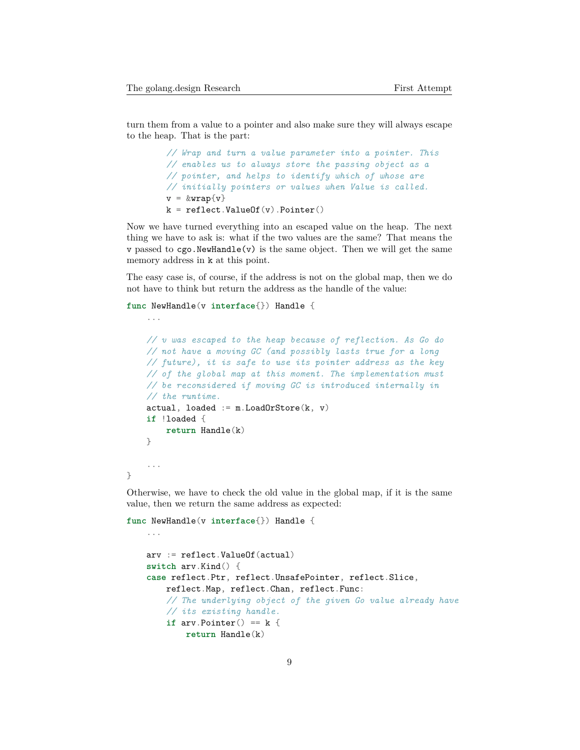turn them from a value to a pointer and also make sure they will always escape to the heap. That is the part:

```go
        // Wrap and turn a value parameter into a pointer. This
        // enables us to always store the passing object as a
        // pointer, and helps to identify which of whose are
        // initially pointers or values when Value is called.
        v = &wrap{v}
        k = reflect.ValueOf(v).Pointer()
```

Now we have turned everything into an escaped value on the heap. The next thing we have to ask is: what if the two values are the same? That means the `v` passed to `cgo.NewHandle(v)` is the same object. Then we will get the same memory address in `k` at this point.

The easy case is, of course, if the address is not on the global map, then we do not have to think but return the address as the handle of the value:

```go
func NewHandle(v interface{}) Handle {
    ...

    // v was escaped to the heap because of reflection. As Go do
    // not have a moving GC (and possibly lasts true for a long
    // future), it is safe to use its pointer address as the key
    // of the global map at this moment. The implementation must
    // be reconsidered if moving GC is introduced internally in
    // the runtime.
    actual, loaded := m.LoadOrStore(k, v)
    if !loaded {
        return Handle(k)
    }

    ...
}
```

Otherwise, we have to check the old value in the global map, if it is the same value, then we return the same address as expected:

```go
func NewHandle(v interface{}) Handle {
    ...

    arv := reflect.ValueOf(actual)
    switch arv.Kind() {
    case reflect.Ptr, reflect.UnsafePointer, reflect.Slice,
        reflect.Map, reflect.Chan, reflect.Func:
        // The underlying object of the given Go value already have
        // its existing handle.
        if arv.Pointer() == k {
            return Handle(k)
```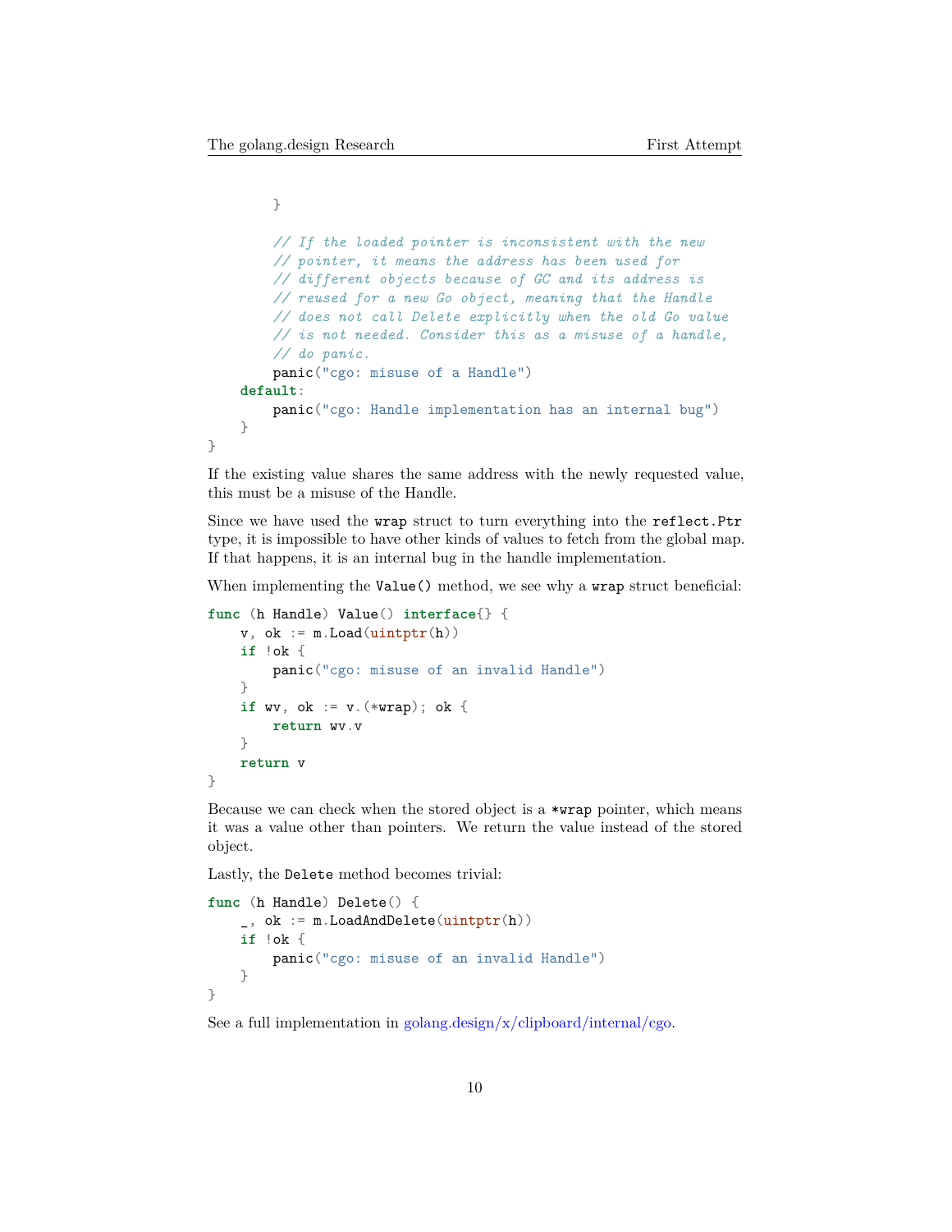```go
        }

        // If the loaded pointer is inconsistent with the new
        // pointer, it means the address has been used for
        // different objects because of GC and its address is
        // reused for a new Go object, meaning that the Handle
        // does not call Delete explicitly when the old Go value
        // is not needed. Consider this as a misuse of a handle,
        // do panic.
        panic("cgo: misuse of a Handle")
    default:
        panic("cgo: Handle implementation has an internal bug")
    }
}
```

If the existing value shares the same address with the newly requested value, this must be a misuse of the Handle.

Since we have used the `wrap` struct to turn everything into the `reflect.Ptr` type, it is impossible to have other kinds of values to fetch from the global map. If that happens, it is an internal bug in the handle implementation.

When implementing the `Value()` method, we see why a `wrap` struct beneficial:

```go
func (h Handle) Value() interface{} {
    v, ok := m.Load(uintptr(h))
    if !ok {
        panic("cgo: misuse of an invalid Handle")
    }
    if wv, ok := v.(*wrap); ok {
        return wv.v
    }
    return v
}
```

Because we can check when the stored object is a `*wrap` pointer, which means it was a value other than pointers. We return the value instead of the stored object.

Lastly, the `Delete` method becomes trivial:

```go
func (h Handle) Delete() {
    _, ok := m.LoadAndDelete(uintptr(h))
    if !ok {
        panic("cgo: misuse of an invalid Handle")
    }
}
```

See a full implementation in golang.design/x/clipboard/internal/cgo.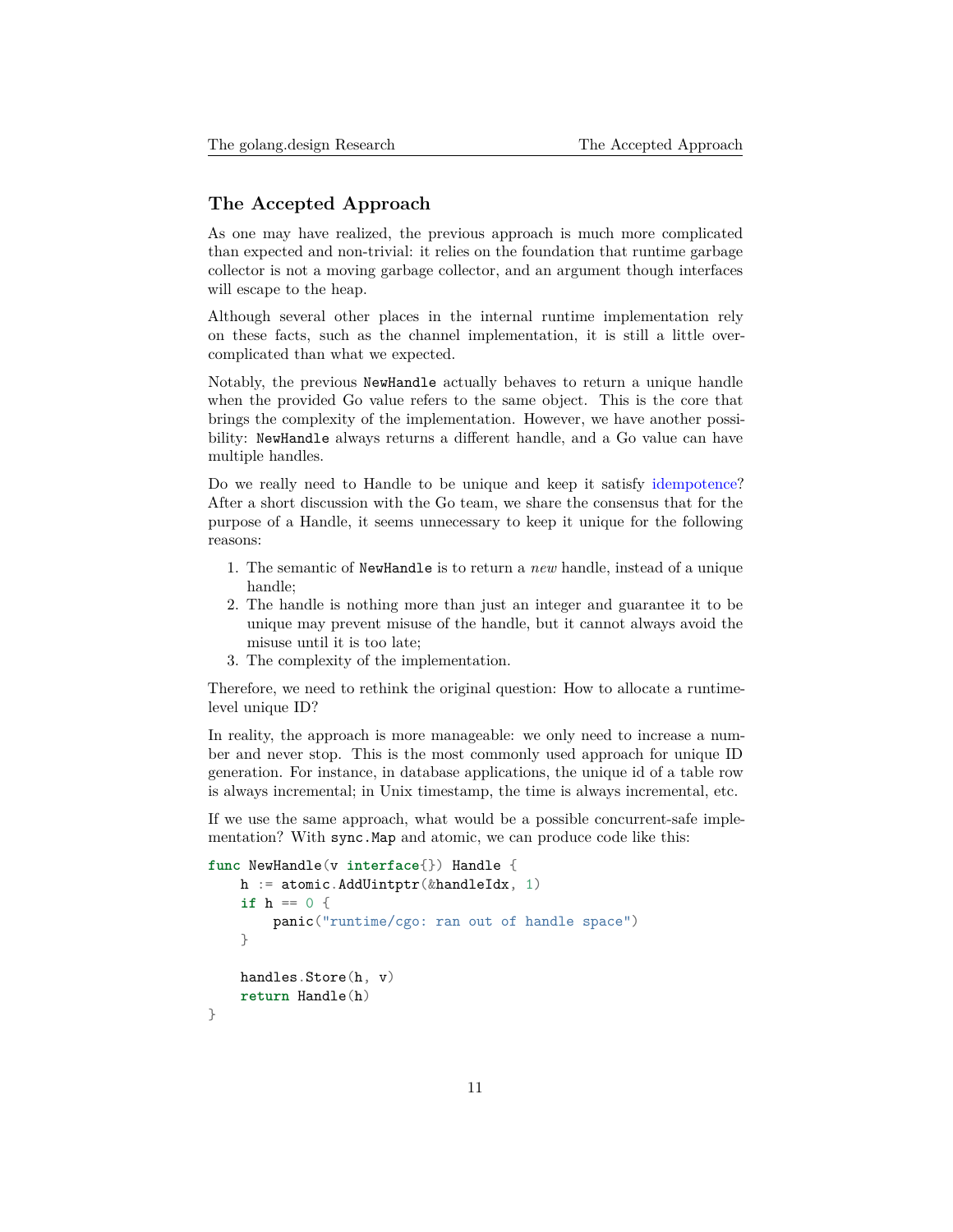## The Accepted Approach

As one may have realized, the previous approach is much more complicated than expected and non-trivial: it relies on the foundation that runtime garbage collector is not a moving garbage collector, and an argument though interfaces will escape to the heap.

Although several other places in the internal runtime implementation rely on these facts, such as the channel implementation, it is still a little over-complicated than what we expected.

Notably, the previous `NewHandle` actually behaves to return a unique handle when the provided Go value refers to the same object. This is the core that brings the complexity of the implementation. However, we have another possibility: `NewHandle` always returns a different handle, and a Go value can have multiple handles.

Do we really need to Handle to be unique and keep it satisfy idempotence? After a short discussion with the Go team, we share the consensus that for the purpose of a Handle, it seems unnecessary to keep it unique for the following reasons:

1. The semantic of `NewHandle` is to return a *new* handle, instead of a unique handle;
2. The handle is nothing more than just an integer and guarantee it to be unique may prevent misuse of the handle, but it cannot always avoid the misuse until it is too late;
3. The complexity of the implementation.

Therefore, we need to rethink the original question: How to allocate a runtime-level unique ID?

In reality, the approach is more manageable: we only need to increase a number and never stop. This is the most commonly used approach for unique ID generation. For instance, in database applications, the unique id of a table row is always incremental; in Unix timestamp, the time is always incremental, etc.

If we use the same approach, what would be a possible concurrent-safe implementation? With `sync.Map` and atomic, we can produce code like this:

```go
func NewHandle(v interface{}) Handle {
	h := atomic.AddUintptr(&handleIdx, 1)
	if h == 0 {
		panic("runtime/cgo: ran out of handle space")
	}

	handles.Store(h, v)
	return Handle(h)
}
```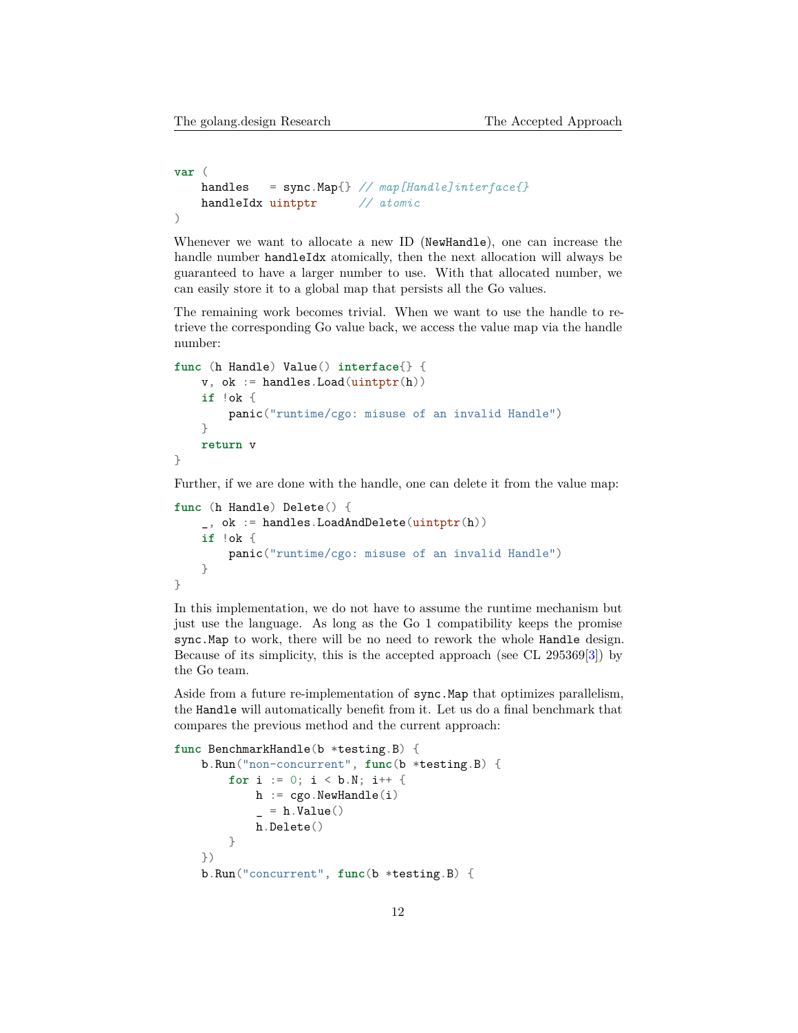```go
var (
    handles   = sync.Map{} // map[Handle]interface{}
    handleIdx uintptr      // atomic
)
```

Whenever we want to allocate a new ID (`NewHandle`), one can increase the handle number `handleIdx` atomically, then the next allocation will always be guaranteed to have a larger number to use. With that allocated number, we can easily store it to a global map that persists all the Go values.

The remaining work becomes trivial. When we want to use the handle to retrieve the corresponding Go value back, we access the value map via the handle number:

```go
func (h Handle) Value() interface{} {
    v, ok := handles.Load(uintptr(h))
    if !ok {
        panic("runtime/cgo: misuse of an invalid Handle")
    }
    return v
}
```

Further, if we are done with the handle, one can delete it from the value map:

```go
func (h Handle) Delete() {
    _, ok := handles.LoadAndDelete(uintptr(h))
    if !ok {
        panic("runtime/cgo: misuse of an invalid Handle")
    }
}
```

In this implementation, we do not have to assume the runtime mechanism but just use the language. As long as the Go 1 compatibility keeps the promise `sync.Map` to work, there will be no need to rework the whole `Handle` design. Because of its simplicity, this is the accepted approach (see CL 295369[3]) by the Go team.

Aside from a future re-implementation of `sync.Map` that optimizes parallelism, the `Handle` will automatically benefit from it. Let us do a final benchmark that compares the previous method and the current approach:

```go
func BenchmarkHandle(b *testing.B) {
    b.Run("non-concurrent", func(b *testing.B) {
        for i := 0; i < b.N; i++ {
            h := cgo.NewHandle(i)
            _ = h.Value()
            h.Delete()
        }
    })
    b.Run("concurrent", func(b *testing.B) {
```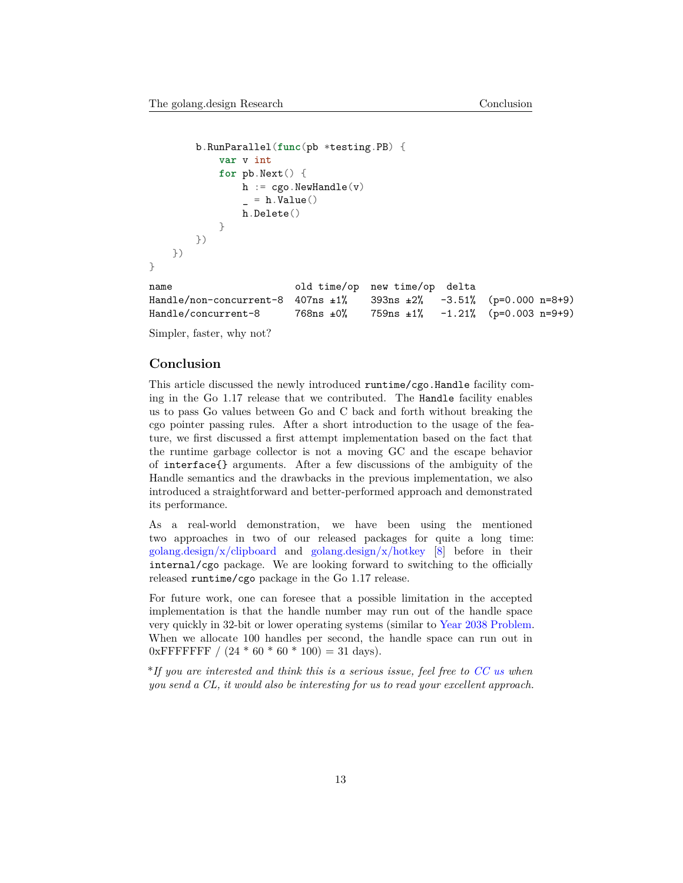```go
        b.RunParallel(func(pb *testing.PB) {
            var v int
            for pb.Next() {
                h := cgo.NewHandle(v)
                _ = h.Value()
                h.Delete()
            }
        })
    })
}
```

```
name                      old time/op  new time/op  delta
Handle/non-concurrent-8  407ns ±1%    393ns ±2%   -3.51%  (p=0.000 n=8+9)
Handle/concurrent-8      768ns ±0%    759ns ±1%   -1.21%  (p=0.003 n=9+9)
```

Simpler, faster, why not?

## Conclusion

This article discussed the newly introduced `runtime/cgo.Handle` facility coming in the Go 1.17 release that we contributed. The `Handle` facility enables us to pass Go values between Go and C back and forth without breaking the cgo pointer passing rules. After a short introduction to the usage of the feature, we first discussed a first attempt implementation based on the fact that the runtime garbage collector is not a moving GC and the escape behavior of `interface{}` arguments. After a few discussions of the ambiguity of the Handle semantics and the drawbacks in the previous implementation, we also introduced a straightforward and better-performed approach and demonstrated its performance.

As a real-world demonstration, we have been using the mentioned two approaches in two of our released packages for quite a long time: golang.design/x/clipboard and golang.design/x/hotkey [8] before in their `internal/cgo` package. We are looking forward to switching to the officially released `runtime/cgo` package in the Go 1.17 release.

For future work, one can foresee that a possible limitation in the accepted implementation is that the handle number may run out of the handle space very quickly in 32-bit or lower operating systems (similar to Year 2038 Problem. When we allocate 100 handles per second, the handle space can run out in 0xFFFFFFF / (24 * 60 * 60 * 100) = 31 days).

**If you are interested and think this is a serious issue, feel free to CC us when you send a CL, it would also be interesting for us to read your excellent approach.*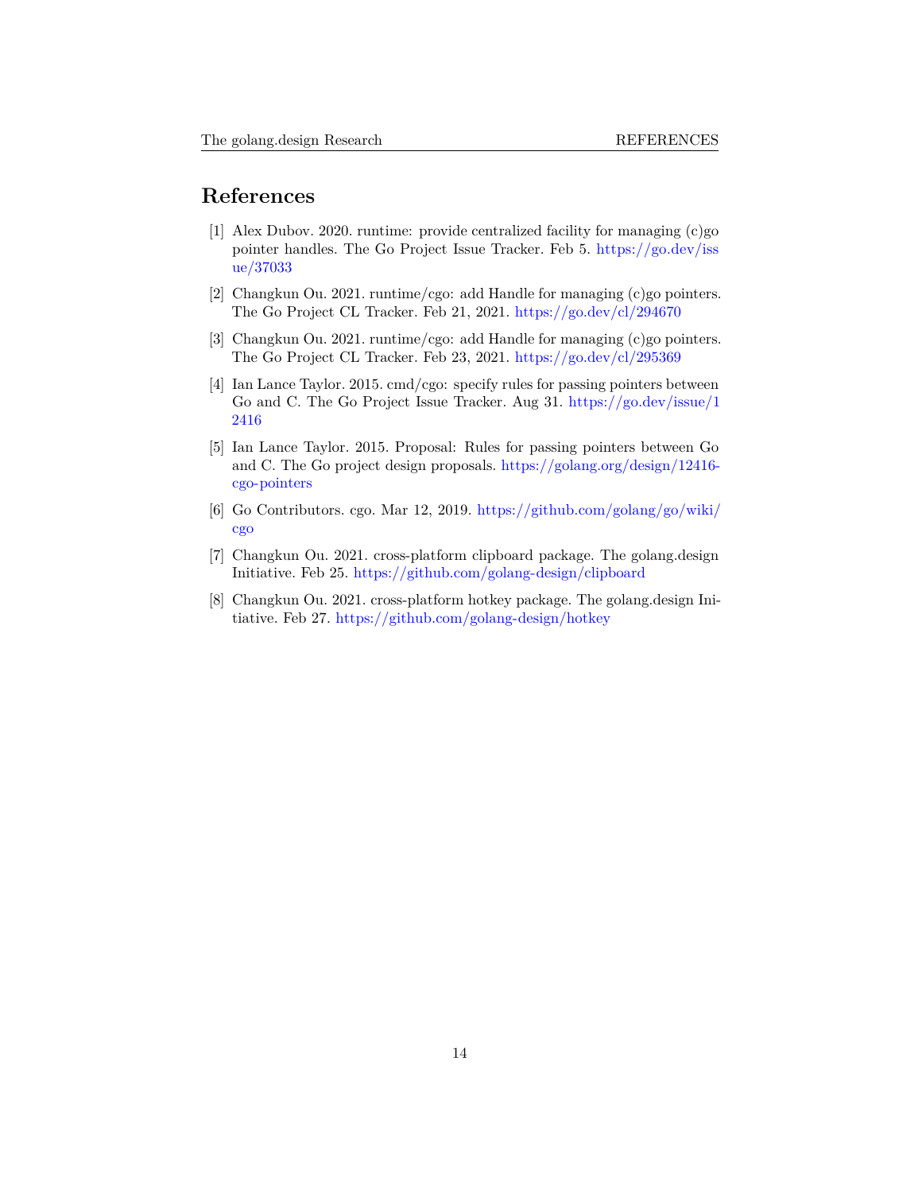# References

[1] Alex Dubov. 2020. runtime: provide centralized facility for managing (c)go pointer handles. The Go Project Issue Tracker. Feb 5. https://go.dev/issue/37033

[2] Changkun Ou. 2021. runtime/cgo: add Handle for managing (c)go pointers. The Go Project CL Tracker. Feb 21, 2021. https://go.dev/cl/294670

[3] Changkun Ou. 2021. runtime/cgo: add Handle for managing (c)go pointers. The Go Project CL Tracker. Feb 23, 2021. https://go.dev/cl/295369

[4] Ian Lance Taylor. 2015. cmd/cgo: specify rules for passing pointers between Go and C. The Go Project Issue Tracker. Aug 31. https://go.dev/issue/12416

[5] Ian Lance Taylor. 2015. Proposal: Rules for passing pointers between Go and C. The Go project design proposals. https://golang.org/design/12416-cgo-pointers

[6] Go Contributors. cgo. Mar 12, 2019. https://github.com/golang/go/wiki/cgo

[7] Changkun Ou. 2021. cross-platform clipboard package. The golang.design Initiative. Feb 25. https://github.com/golang-design/clipboard

[8] Changkun Ou. 2021. cross-platform hotkey package. The golang.design Initiative. Feb 27. https://github.com/golang-design/hotkey